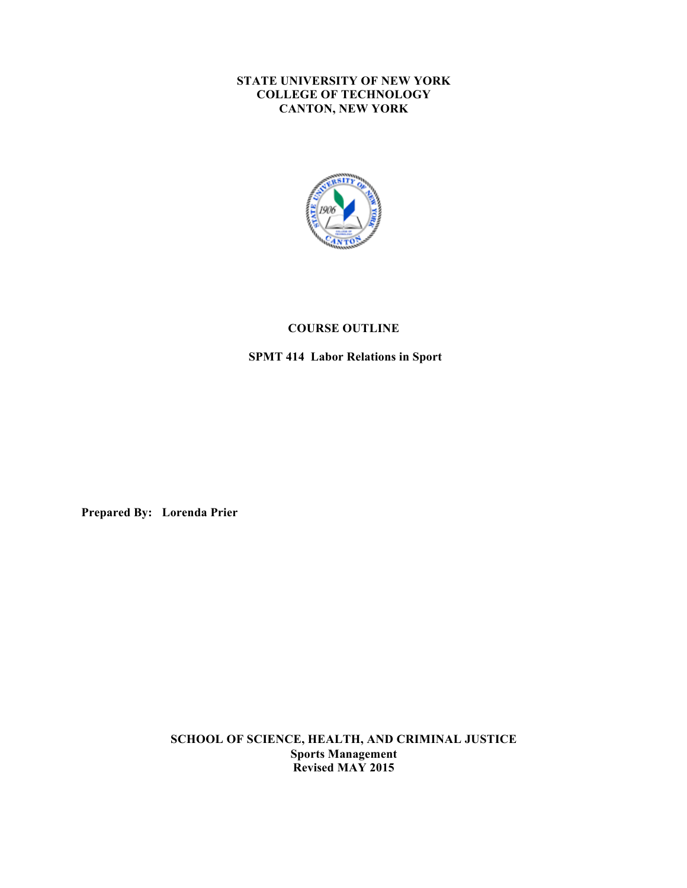**STATE UNIVERSITY OF NEW YORK**
**COLLEGE OF TECHNOLOGY**
**CANTON, NEW YORK**

# COURSE OUTLINE

## SPMT 414 Labor Relations in Sport

**Prepared By: Lorenda Prier**

**SCHOOL OF SCIENCE, HEALTH, AND CRIMINAL JUSTICE**
**Sports Management**
**Revised MAY 2015**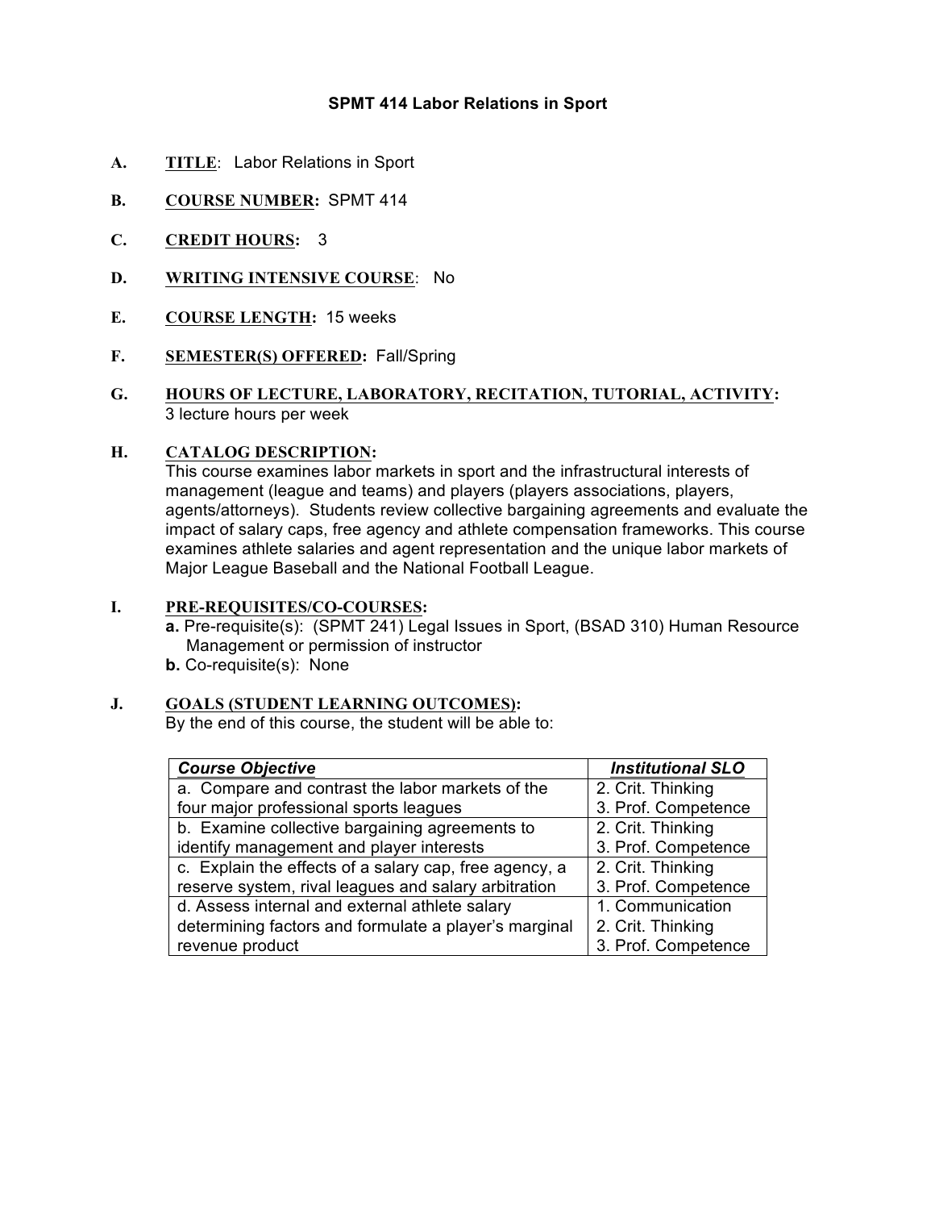# SPMT 414 Labor Relations in Sport

**A. TITLE**: Labor Relations in Sport

**B. COURSE NUMBER:** SPMT 414

**C. CREDIT HOURS:** 3

**D. WRITING INTENSIVE COURSE**: No

**E. COURSE LENGTH:** 15 weeks

**F. SEMESTER(S) OFFERED:** Fall/Spring

**G. HOURS OF LECTURE, LABORATORY, RECITATION, TUTORIAL, ACTIVITY:**
3 lecture hours per week

**H. CATALOG DESCRIPTION:**
This course examines labor markets in sport and the infrastructural interests of management (league and teams) and players (players associations, players, agents/attorneys). Students review collective bargaining agreements and evaluate the impact of salary caps, free agency and athlete compensation frameworks. This course examines athlete salaries and agent representation and the unique labor markets of Major League Baseball and the National Football League.

**I. PRE-REQUISITES/CO-COURSES:**

**a.** Pre-requisite(s): (SPMT 241) Legal Issues in Sport, (BSAD 310) Human Resource Management or permission of instructor

**b.** Co-requisite(s): None

**J. GOALS (STUDENT LEARNING OUTCOMES):**
By the end of this course, the student will be able to:

| ***Course Objective*** | ***Institutional SLO*** |
|---|---|
| a. Compare and contrast the labor markets of the four major professional sports leagues | 2. Crit. Thinking<br>3. Prof. Competence |
| b. Examine collective bargaining agreements to identify management and player interests | 2. Crit. Thinking<br>3. Prof. Competence |
| c. Explain the effects of a salary cap, free agency, a reserve system, rival leagues and salary arbitration | 2. Crit. Thinking<br>3. Prof. Competence |
| d. Assess internal and external athlete salary determining factors and formulate a player's marginal revenue product | 1. Communication<br>2. Crit. Thinking<br>3. Prof. Competence |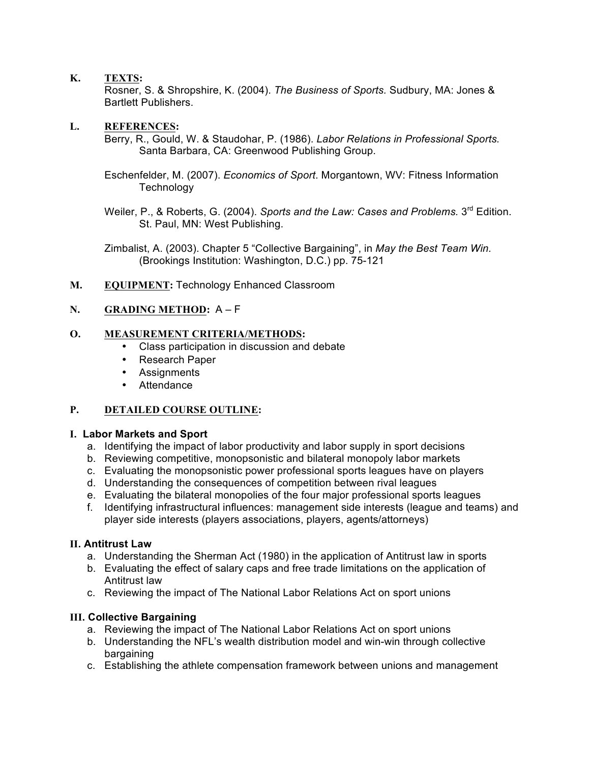**K. TEXTS:**

Rosner, S. & Shropshire, K. (2004). *The Business of Sports.* Sudbury, MA: Jones & Bartlett Publishers.

**L. REFERENCES:**

Berry, R., Gould, W. & Staudohar, P. (1986). *Labor Relations in Professional Sports.* Santa Barbara, CA: Greenwood Publishing Group.

Eschenfelder, M. (2007). *Economics of Sport*. Morgantown, WV: Fitness Information Technology

Weiler, P., & Roberts, G. (2004). *Sports and the Law: Cases and Problems.* 3rd Edition. St. Paul, MN: West Publishing.

Zimbalist, A. (2003). Chapter 5 "Collective Bargaining", in *May the Best Team Win.* (Brookings Institution: Washington, D.C.) pp. 75-121

**M. EQUIPMENT:** Technology Enhanced Classroom

**N. GRADING METHOD:** A – F

**O. MEASUREMENT CRITERIA/METHODS:**

- Class participation in discussion and debate
- Research Paper
- Assignments
- Attendance

**P. DETAILED COURSE OUTLINE:**

**I. Labor Markets and Sport**

a. Identifying the impact of labor productivity and labor supply in sport decisions
b. Reviewing competitive, monopsonistic and bilateral monopoly labor markets
c. Evaluating the monopsonistic power professional sports leagues have on players
d. Understanding the consequences of competition between rival leagues
e. Evaluating the bilateral monopolies of the four major professional sports leagues
f. Identifying infrastructural influences: management side interests (league and teams) and player side interests (players associations, players, agents/attorneys)

**II. Antitrust Law**

a. Understanding the Sherman Act (1980) in the application of Antitrust law in sports
b. Evaluating the effect of salary caps and free trade limitations on the application of Antitrust law
c. Reviewing the impact of The National Labor Relations Act on sport unions

**III. Collective Bargaining**

a. Reviewing the impact of The National Labor Relations Act on sport unions
b. Understanding the NFL's wealth distribution model and win-win through collective bargaining
c. Establishing the athlete compensation framework between unions and management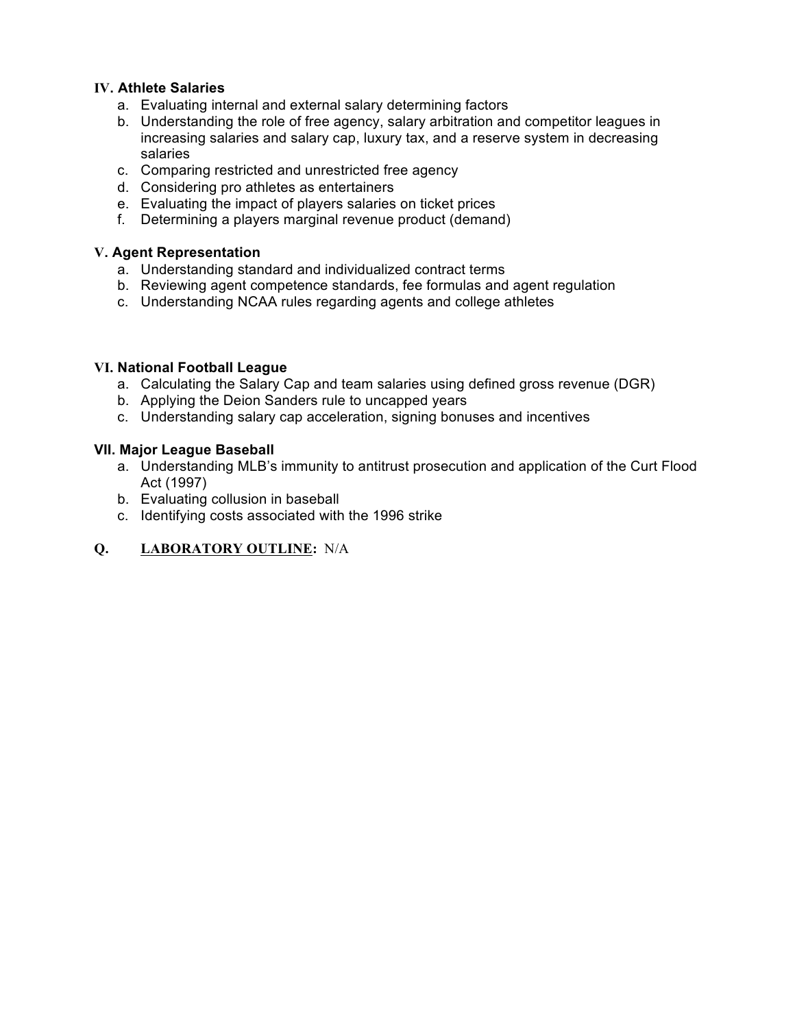**IV. Athlete Salaries**

a. Evaluating internal and external salary determining factors
b. Understanding the role of free agency, salary arbitration and competitor leagues in increasing salaries and salary cap, luxury tax, and a reserve system in decreasing salaries
c. Comparing restricted and unrestricted free agency
d. Considering pro athletes as entertainers
e. Evaluating the impact of players salaries on ticket prices
f. Determining a players marginal revenue product (demand)

**V. Agent Representation**

a. Understanding standard and individualized contract terms
b. Reviewing agent competence standards, fee formulas and agent regulation
c. Understanding NCAA rules regarding agents and college athletes

**VI. National Football League**

a. Calculating the Salary Cap and team salaries using defined gross revenue (DGR)
b. Applying the Deion Sanders rule to uncapped years
c. Understanding salary cap acceleration, signing bonuses and incentives

**VII. Major League Baseball**

a. Understanding MLB's immunity to antitrust prosecution and application of the Curt Flood Act (1997)
b. Evaluating collusion in baseball
c. Identifying costs associated with the 1996 strike

**Q. <u>LABORATORY OUTLINE</u>:** N/A